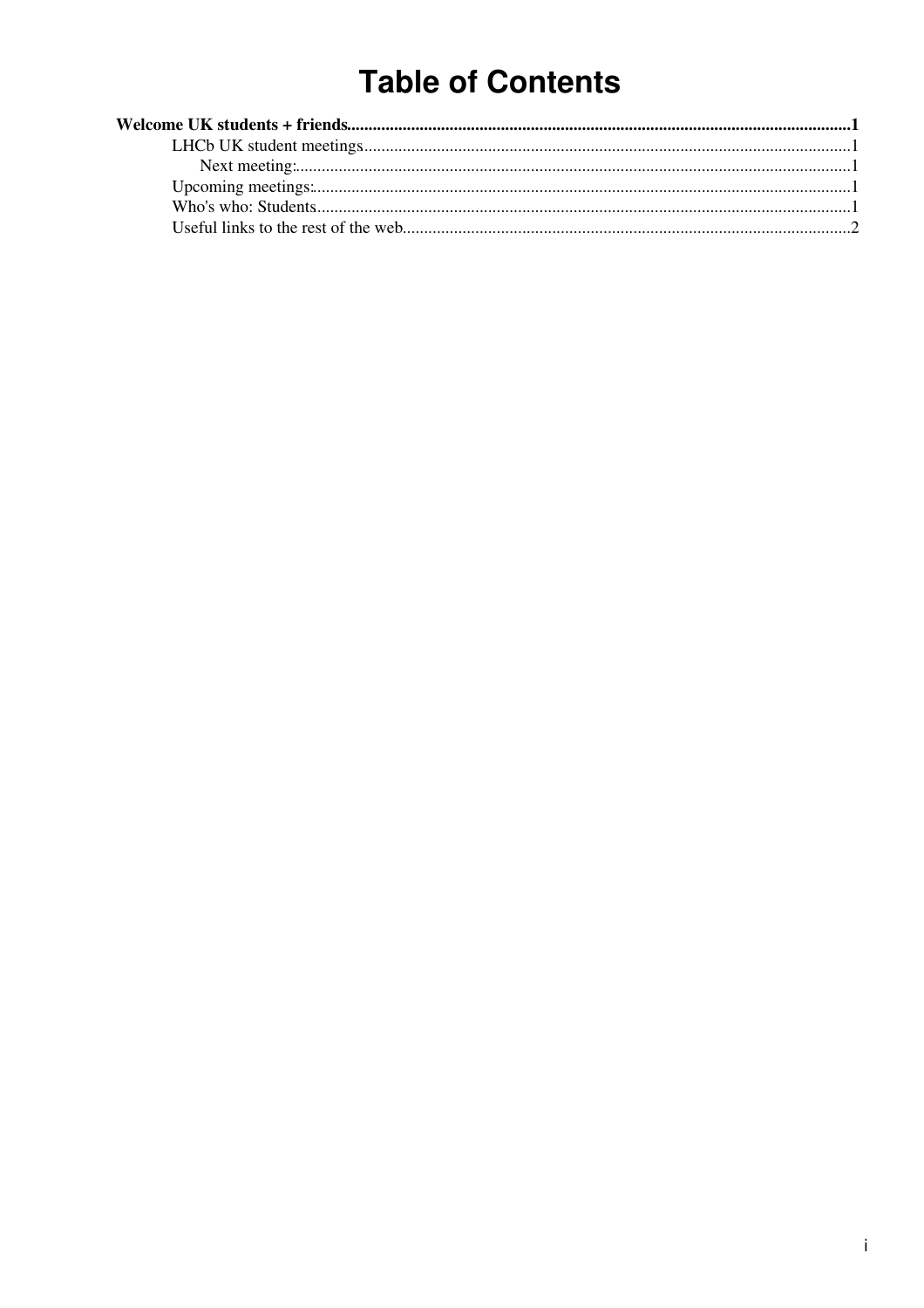# Table of Contents

**Welcome UK students + friends......................................................................................................................1**

- LHCb UK student meetings.................................................................................................................1
  - Next meeting:.................................................................................................................1
- Upcoming meetings:.............................................................................................................1
- Who's who: Students............................................................................................................1
- Useful links to the rest of the web........................................................................................2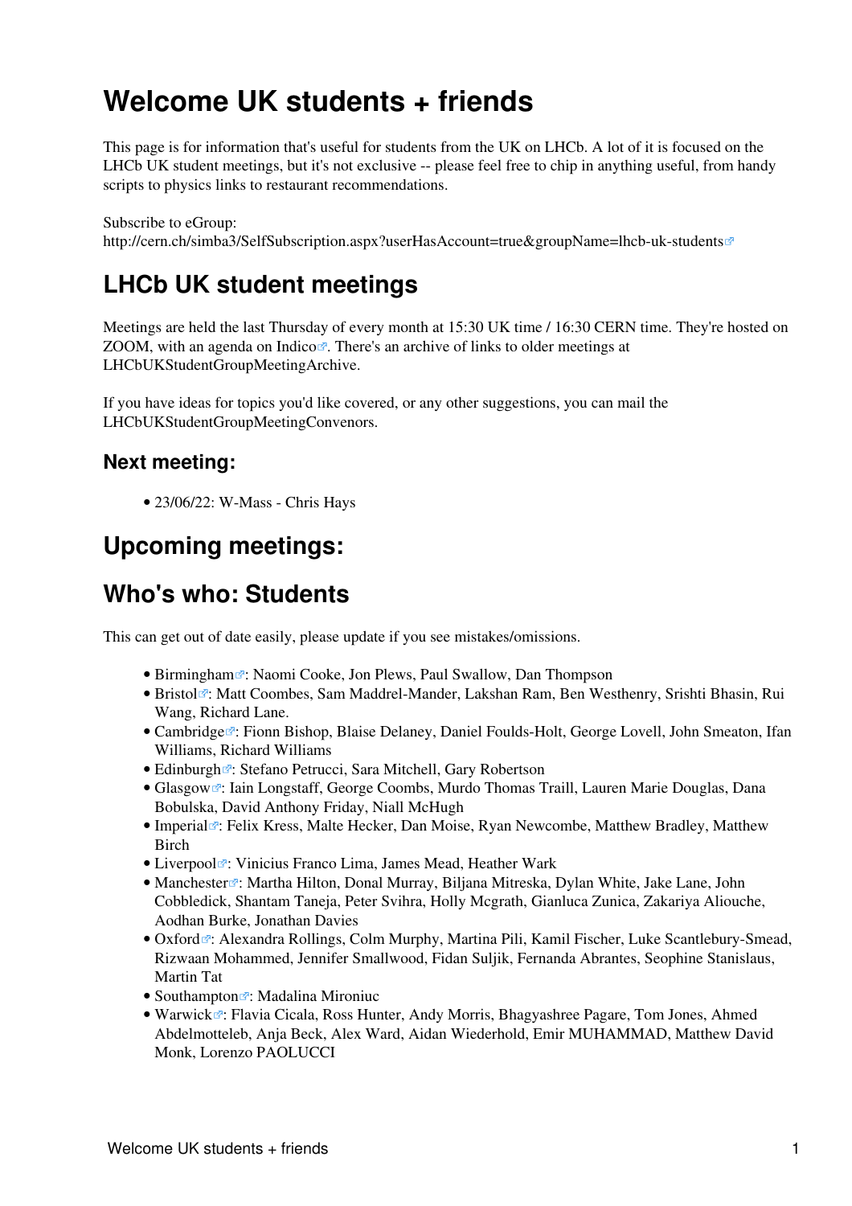# Welcome UK students + friends

This page is for information that's useful for students from the UK on LHCb. A lot of it is focused on the LHCb UK student meetings, but it's not exclusive -- please feel free to chip in anything useful, from handy scripts to physics links to restaurant recommendations.

Subscribe to eGroup: http://cern.ch/simba3/SelfSubscription.aspx?userHasAccount=true&groupName=lhcb-uk-students

## LHCb UK student meetings

Meetings are held the last Thursday of every month at 15:30 UK time / 16:30 CERN time. They're hosted on ZOOM, with an agenda on Indico. There's an archive of links to older meetings at LHCbUKStudentGroupMeetingArchive.

If you have ideas for topics you'd like covered, or any other suggestions, you can mail the LHCbUKStudentGroupMeetingConvenors.

### Next meeting:

- 23/06/22: W-Mass - Chris Hays

## Upcoming meetings:

## Who's who: Students

This can get out of date easily, please update if you see mistakes/omissions.

- Birmingham: Naomi Cooke, Jon Plews, Paul Swallow, Dan Thompson
- Bristol: Matt Coombes, Sam Maddrel-Mander, Lakshan Ram, Ben Westhenry, Srishti Bhasin, Rui Wang, Richard Lane.
- Cambridge: Fionn Bishop, Blaise Delaney, Daniel Foulds-Holt, George Lovell, John Smeaton, Ifan Williams, Richard Williams
- Edinburgh: Stefano Petrucci, Sara Mitchell, Gary Robertson
- Glasgow: Iain Longstaff, George Coombs, Murdo Thomas Traill, Lauren Marie Douglas, Dana Bobulska, David Anthony Friday, Niall McHugh
- Imperial: Felix Kress, Malte Hecker, Dan Moise, Ryan Newcombe, Matthew Bradley, Matthew Birch
- Liverpool: Vinicius Franco Lima, James Mead, Heather Wark
- Manchester: Martha Hilton, Donal Murray, Biljana Mitreska, Dylan White, Jake Lane, John Cobbledick, Shantam Taneja, Peter Svihra, Holly Mcgrath, Gianluca Zunica, Zakariya Aliouche, Aodhan Burke, Jonathan Davies
- Oxford: Alexandra Rollings, Colm Murphy, Martina Pili, Kamil Fischer, Luke Scantlebury-Smead, Rizwaan Mohammed, Jennifer Smallwood, Fidan Suljik, Fernanda Abrantes, Seophine Stanislaus, Martin Tat
- Southampton: Madalina Mironiuc
- Warwick: Flavia Cicala, Ross Hunter, Andy Morris, Bhagyashree Pagare, Tom Jones, Ahmed Abdelmotteleb, Anja Beck, Alex Ward, Aidan Wiederhold, Emir MUHAMMAD, Matthew David Monk, Lorenzo PAOLUCCI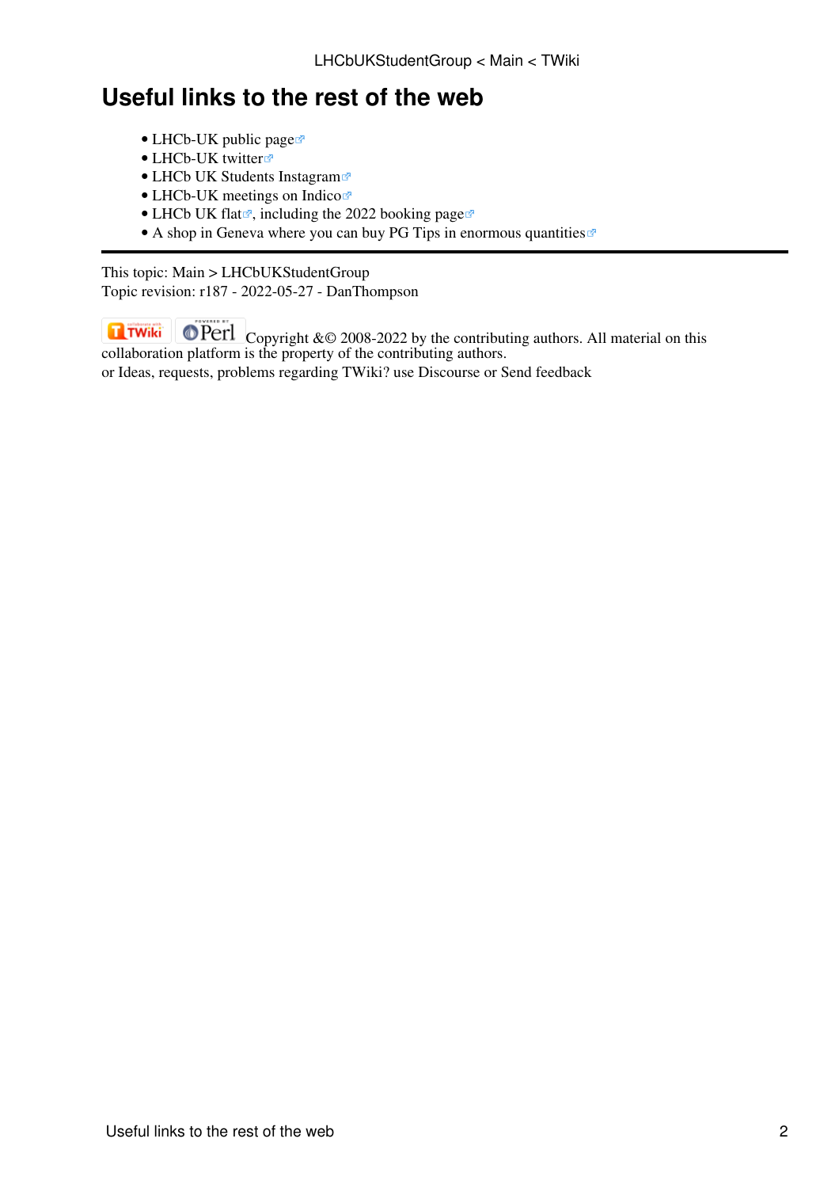## Useful links to the rest of the web

- LHCb-UK public page
- LHCb-UK twitter
- LHCb UK Students Instagram
- LHCb-UK meetings on Indico
- LHCb UK flat, including the 2022 booking page
- A shop in Geneva where you can buy PG Tips in enormous quantities

---

This topic: Main > LHCbUKStudentGroup
Topic revision: r187 - 2022-05-27 - DanThompson

Copyright &© 2008-2022 by the contributing authors. All material on this collaboration platform is the property of the contributing authors.
or Ideas, requests, problems regarding TWiki? use Discourse or Send feedback